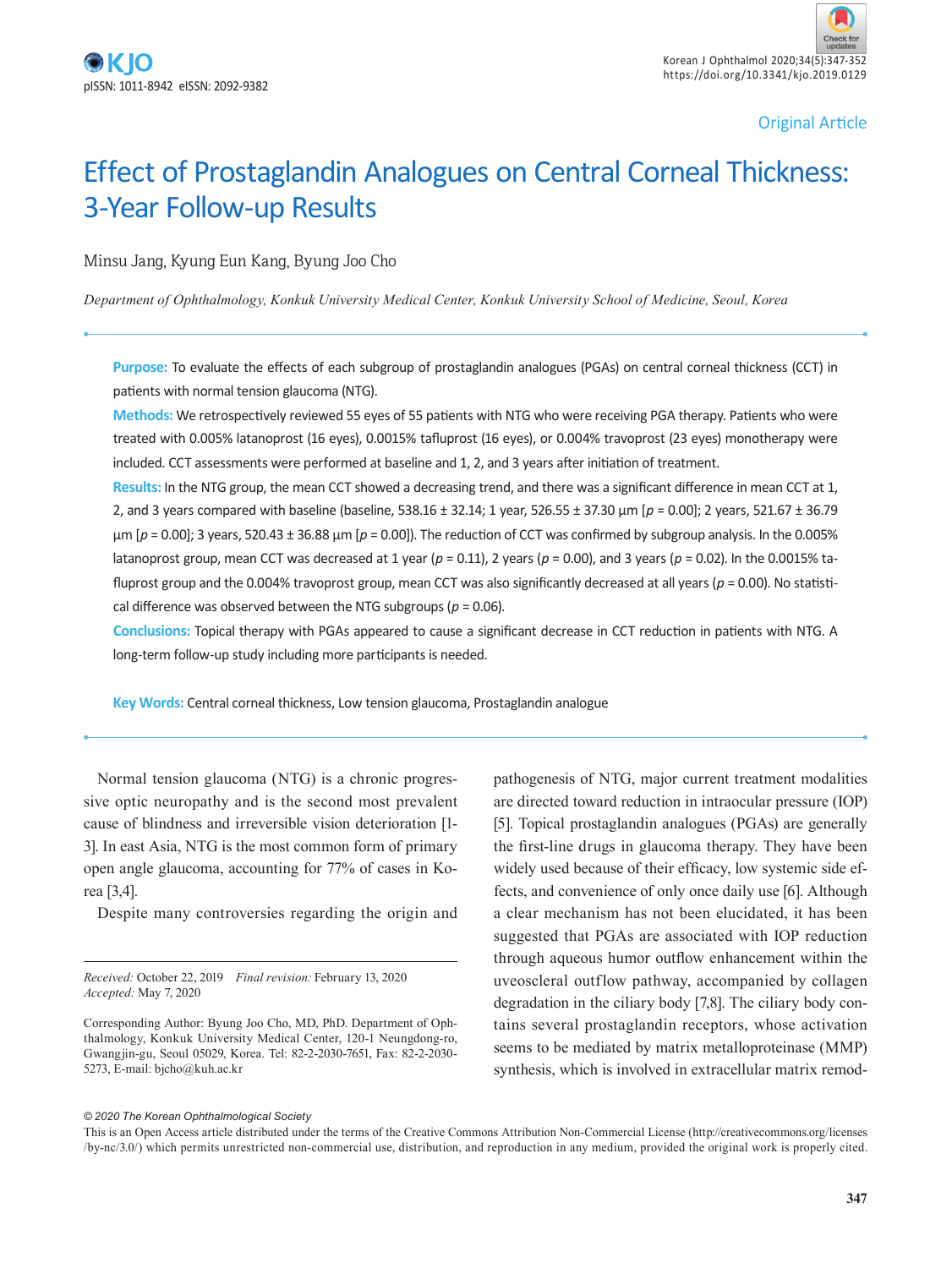Original Article

# Effect of Prostaglandin Analogues on Central Corneal Thickness: 3-Year Follow-up Results

Minsu Jang, Kyung Eun Kang, Byung Joo Cho

*Department of Ophthalmology, Konkuk University Medical Center, Konkuk University School of Medicine, Seoul, Korea*

**Purpose:** To evaluate the effects of each subgroup of prostaglandin analogues (PGAs) on central corneal thickness (CCT) in patients with normal tension glaucoma (NTG).

**Methods:** We retrospectively reviewed 55 eyes of 55 patients with NTG who were receiving PGA therapy. Patients who were treated with 0.005% latanoprost (16 eyes), 0.0015% tafluprost (16 eyes), or 0.004% travoprost (23 eyes) monotherapy were included. CCT assessments were performed at baseline and 1, 2, and 3 years after initiation of treatment.

**Results:** In the NTG group, the mean CCT showed a decreasing trend, and there was a significant difference in mean CCT at 1, 2, and 3 years compared with baseline (baseline, 538.16 ± 32.14; 1 year, 526.55 ± 37.30 µm [$p$ = 0.00]; 2 years, 521.67 ± 36.79 µm [$p$ = 0.00]; 3 years, 520.43 ± 36.88 µm [$p$ = 0.00]). The reduction of CCT was confirmed by subgroup analysis. In the 0.005% latanoprost group, mean CCT was decreased at 1 year ($p$ = 0.11), 2 years ($p$ = 0.00), and 3 years ($p$ = 0.02). In the 0.0015% tafluprost group and the 0.004% travoprost group, mean CCT was also significantly decreased at all years ($p$ = 0.00). No statistical difference was observed between the NTG subgroups ($p$ = 0.06).

**Conclusions:** Topical therapy with PGAs appeared to cause a significant decrease in CCT reduction in patients with NTG. A long-term follow-up study including more participants is needed.

**Key Words:** Central corneal thickness, Low tension glaucoma, Prostaglandin analogue

Normal tension glaucoma (NTG) is a chronic progressive optic neuropathy and is the second most prevalent cause of blindness and irreversible vision deterioration [1-3]. In east Asia, NTG is the most common form of primary open angle glaucoma, accounting for 77% of cases in Korea [3,4].

Despite many controversies regarding the origin and pathogenesis of NTG, major current treatment modalities are directed toward reduction in intraocular pressure (IOP) [5]. Topical prostaglandin analogues (PGAs) are generally the first-line drugs in glaucoma therapy. They have been widely used because of their efficacy, low systemic side effects, and convenience of only once daily use [6]. Although a clear mechanism has not been elucidated, it has been suggested that PGAs are associated with IOP reduction through aqueous humor outflow enhancement within the uveoscleral outflow pathway, accompanied by collagen degradation in the ciliary body [7,8]. The ciliary body contains several prostaglandin receptors, whose activation seems to be mediated by matrix metalloproteinase (MMP) synthesis, which is involved in extracellular matrix remod-

*Received:* October 22, 2019 *Final revision:* February 13, 2020
*Accepted:* May 7, 2020

Corresponding Author: Byung Joo Cho, MD, PhD. Department of Ophthalmology, Konkuk University Medical Center, 120-1 Neungdong-ro, Gwangjin-gu, Seoul 05029, Korea. Tel: 82-2-2030-7651, Fax: 82-2-2030-5273, E-mail: bjcho@kuh.ac.kr

© 2020 The Korean Ophthalmological Society

This is an Open Access article distributed under the terms of the Creative Commons Attribution Non-Commercial License (http://creativecommons.org/licenses/by-nc/3.0/) which permits unrestricted non-commercial use, distribution, and reproduction in any medium, provided the original work is properly cited.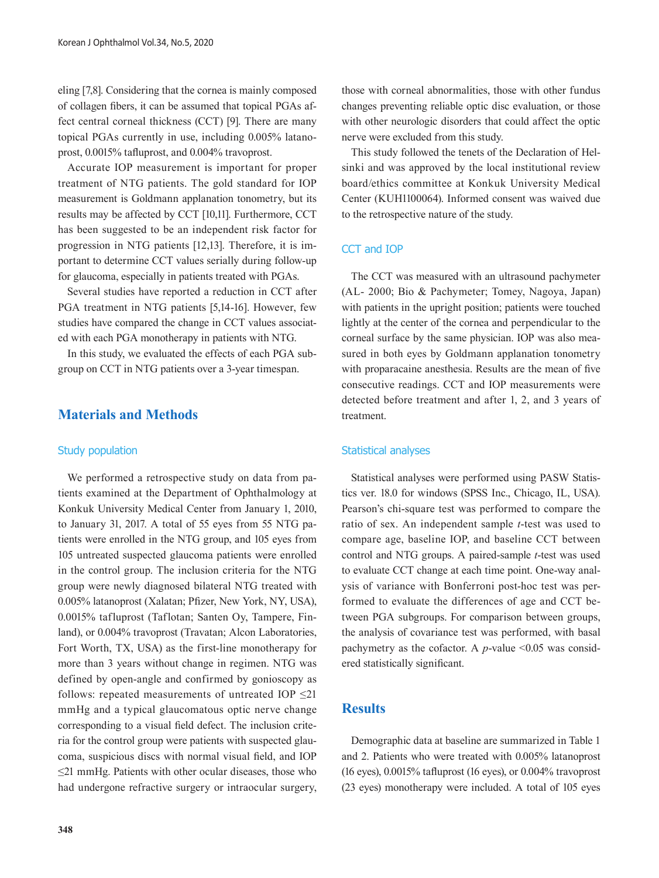eling [7,8]. Considering that the cornea is mainly composed of collagen fibers, it can be assumed that topical PGAs affect central corneal thickness (CCT) [9]. There are many topical PGAs currently in use, including 0.005% latanoprost, 0.0015% tafluprost, and 0.004% travoprost.

Accurate IOP measurement is important for proper treatment of NTG patients. The gold standard for IOP measurement is Goldmann applanation tonometry, but its results may be affected by CCT [10,11]. Furthermore, CCT has been suggested to be an independent risk factor for progression in NTG patients [12,13]. Therefore, it is important to determine CCT values serially during follow-up for glaucoma, especially in patients treated with PGAs.

Several studies have reported a reduction in CCT after PGA treatment in NTG patients [5,14-16]. However, few studies have compared the change in CCT values associated with each PGA monotherapy in patients with NTG.

In this study, we evaluated the effects of each PGA subgroup on CCT in NTG patients over a 3-year timespan.

## Materials and Methods

### Study population

We performed a retrospective study on data from patients examined at the Department of Ophthalmology at Konkuk University Medical Center from January 1, 2010, to January 31, 2017. A total of 55 eyes from 55 NTG patients were enrolled in the NTG group, and 105 eyes from 105 untreated suspected glaucoma patients were enrolled in the control group. The inclusion criteria for the NTG group were newly diagnosed bilateral NTG treated with 0.005% latanoprost (Xalatan; Pfizer, New York, NY, USA), 0.0015% tafluprost (Taflotan; Santen Oy, Tampere, Finland), or 0.004% travoprost (Travatan; Alcon Laboratories, Fort Worth, TX, USA) as the first-line monotherapy for more than 3 years without change in regimen. NTG was defined by open-angle and confirmed by gonioscopy as follows: repeated measurements of untreated IOP ≤21 mmHg and a typical glaucomatous optic nerve change corresponding to a visual field defect. The inclusion criteria for the control group were patients with suspected glaucoma, suspicious discs with normal visual field, and IOP ≤21 mmHg. Patients with other ocular diseases, those who had undergone refractive surgery or intraocular surgery, those with corneal abnormalities, those with other fundus changes preventing reliable optic disc evaluation, or those with other neurologic disorders that could affect the optic nerve were excluded from this study.

This study followed the tenets of the Declaration of Helsinki and was approved by the local institutional review board/ethics committee at Konkuk University Medical Center (KUH1100064). Informed consent was waived due to the retrospective nature of the study.

### CCT and IOP

The CCT was measured with an ultrasound pachymeter (AL- 2000; Bio & Pachymeter; Tomey, Nagoya, Japan) with patients in the upright position; patients were touched lightly at the center of the cornea and perpendicular to the corneal surface by the same physician. IOP was also measured in both eyes by Goldmann applanation tonometry with proparacaine anesthesia. Results are the mean of five consecutive readings. CCT and IOP measurements were detected before treatment and after 1, 2, and 3 years of treatment.

### Statistical analyses

Statistical analyses were performed using PASW Statistics ver. 18.0 for windows (SPSS Inc., Chicago, IL, USA). Pearson's chi-square test was performed to compare the ratio of sex. An independent sample *t*-test was used to compare age, baseline IOP, and baseline CCT between control and NTG groups. A paired-sample *t*-test was used to evaluate CCT change at each time point. One-way analysis of variance with Bonferroni post-hoc test was performed to evaluate the differences of age and CCT between PGA subgroups. For comparison between groups, the analysis of covariance test was performed, with basal pachymetry as the cofactor. A *p*-value <0.05 was considered statistically significant.

## Results

Demographic data at baseline are summarized in Table 1 and 2. Patients who were treated with 0.005% latanoprost (16 eyes), 0.0015% tafluprost (16 eyes), or 0.004% travoprost (23 eyes) monotherapy were included. A total of 105 eyes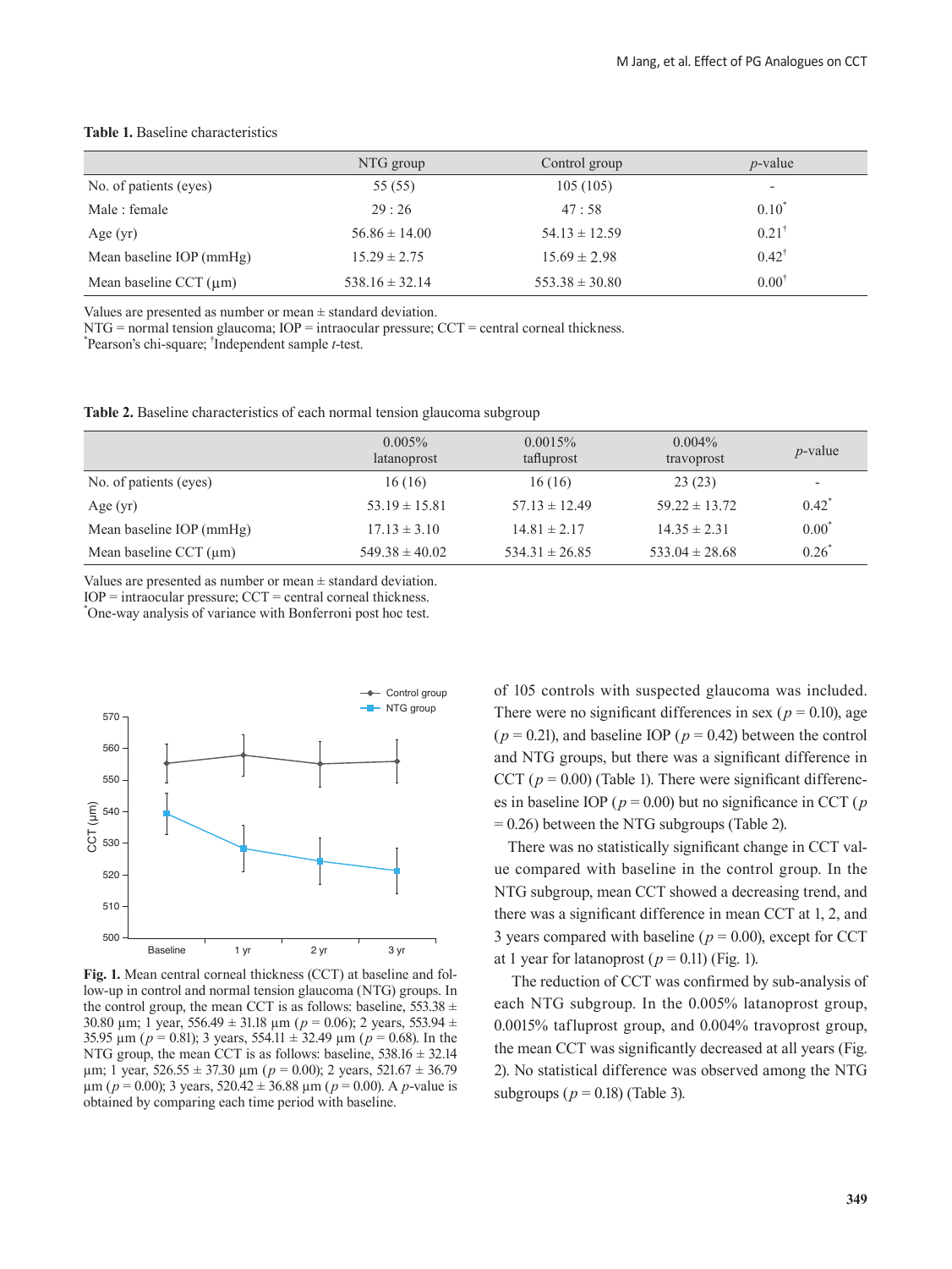**Table 1.** Baseline characteristics

| | NTG group | Control group | *p*-value |
|---|---|---|---|
| No. of patients (eyes) | 55 (55) | 105 (105) | - |
| Male : female | 29 : 26 | 47 : 58 | 0.10* |
| Age (yr) | 56.86 ± 14.00 | 54.13 ± 12.59 | 0.21† |
| Mean baseline IOP (mmHg) | 15.29 ± 2.75 | 15.69 ± 2.98 | 0.42† |
| Mean baseline CCT (μm) | 538.16 ± 32.14 | 553.38 ± 30.80 | 0.00† |

Values are presented as number or mean ± standard deviation.
NTG = normal tension glaucoma; IOP = intraocular pressure; CCT = central corneal thickness.
*Pearson's chi-square; †Independent sample *t*-test.

**Table 2.** Baseline characteristics of each normal tension glaucoma subgroup

| | 0.005% latanoprost | 0.0015% tafluprost | 0.004% travoprost | *p*-value |
|---|---|---|---|---|
| No. of patients (eyes) | 16 (16) | 16 (16) | 23 (23) | - |
| Age (yr) | 53.19 ± 15.81 | 57.13 ± 12.49 | 59.22 ± 13.72 | 0.42* |
| Mean baseline IOP (mmHg) | 17.13 ± 3.10 | 14.81 ± 2.17 | 14.35 ± 2.31 | 0.00* |
| Mean baseline CCT (μm) | 549.38 ± 40.02 | 534.31 ± 26.85 | 533.04 ± 28.68 | 0.26* |

Values are presented as number or mean ± standard deviation.
IOP = intraocular pressure; CCT = central corneal thickness.
*One-way analysis of variance with Bonferroni post hoc test.

**Fig. 1.** Mean central corneal thickness (CCT) at baseline and follow-up in control and normal tension glaucoma (NTG) groups. In the control group, the mean CCT is as follows: baseline, 553.38 ± 30.80 μm; 1 year, 556.49 ± 31.18 μm ($p = 0.06$); 2 years, 553.94 ± 35.95 μm ($p = 0.81$); 3 years, 554.11 ± 32.49 μm ($p = 0.68$). In the NTG group, the mean CCT is as follows: baseline, 538.16 ± 32.14 μm; 1 year, 526.55 ± 37.30 μm ($p = 0.00$); 2 years, 521.67 ± 36.79 μm ($p = 0.00$); 3 years, 520.42 ± 36.88 μm ($p = 0.00$). A *p*-value is obtained by comparing each time period with baseline.

of 105 controls with suspected glaucoma was included. There were no significant differences in sex ($p = 0.10$), age ($p = 0.21$), and baseline IOP ($p = 0.42$) between the control and NTG groups, but there was a significant difference in CCT ($p = 0.00$) (Table 1). There were significant differences in baseline IOP ($p = 0.00$) but no significance in CCT ($p = 0.26$) between the NTG subgroups (Table 2).

There was no statistically significant change in CCT value compared with baseline in the control group. In the NTG subgroup, mean CCT showed a decreasing trend, and there was a significant difference in mean CCT at 1, 2, and 3 years compared with baseline ($p = 0.00$), except for CCT at 1 year for latanoprost ($p = 0.11$) (Fig. 1).

The reduction of CCT was confirmed by sub-analysis of each NTG subgroup. In the 0.005% latanoprost group, 0.0015% tafluprost group, and 0.004% travoprost group, the mean CCT was significantly decreased at all years (Fig. 2). No statistical difference was observed among the NTG subgroups ($p = 0.18$) (Table 3).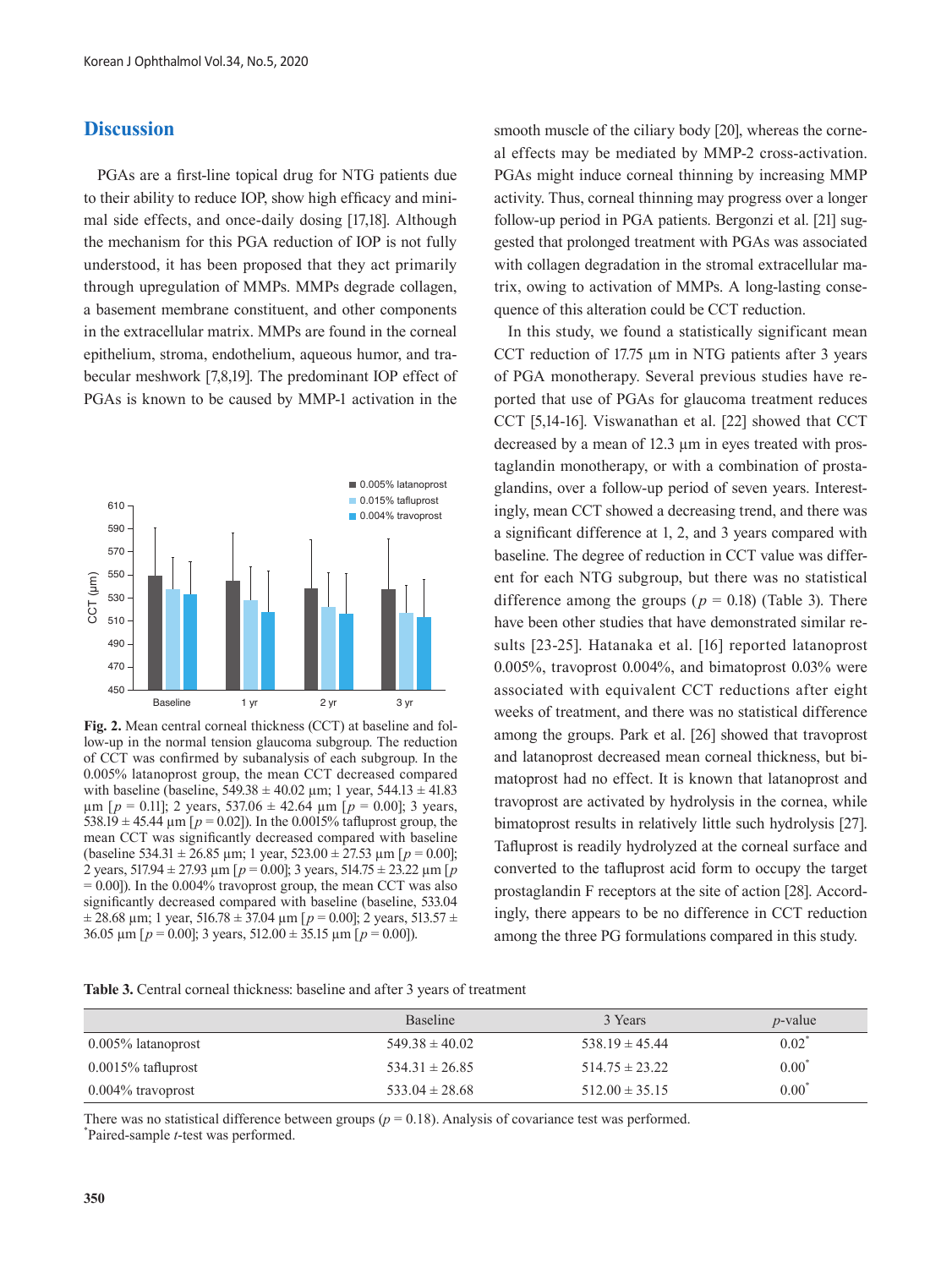## Discussion

PGAs are a first-line topical drug for NTG patients due to their ability to reduce IOP, show high efficacy and minimal side effects, and once-daily dosing [17,18]. Although the mechanism for this PGA reduction of IOP is not fully understood, it has been proposed that they act primarily through upregulation of MMPs. MMPs degrade collagen, a basement membrane constituent, and other components in the extracellular matrix. MMPs are found in the corneal epithelium, stroma, endothelium, aqueous humor, and trabecular meshwork [7,8,19]. The predominant IOP effect of PGAs is known to be caused by MMP-1 activation in the smooth muscle of the ciliary body [20], whereas the corneal effects may be mediated by MMP-2 cross-activation. PGAs might induce corneal thinning by increasing MMP activity. Thus, corneal thinning may progress over a longer follow-up period in PGA patients. Bergonzi et al. [21] suggested that prolonged treatment with PGAs was associated with collagen degradation in the stromal extracellular matrix, owing to activation of MMPs. A long-lasting consequence of this alteration could be CCT reduction.

Fig. 2. Mean central corneal thickness (CCT) at baseline and follow-up in the normal tension glaucoma subgroup. The reduction of CCT was confirmed by subanalysis of each subgroup. In the 0.005% latanoprost group, the mean CCT decreased compared with baseline (baseline, 549.38 ± 40.02 µm; 1 year, 544.13 ± 41.83 µm [$p$ = 0.11]; 2 years, 537.06 ± 42.64 µm [$p$ = 0.00]; 3 years, 538.19 ± 45.44 µm [$p$ = 0.02]). In the 0.0015% tafluprost group, the mean CCT was significantly decreased compared with baseline (baseline 534.31 ± 26.85 µm; 1 year, 523.00 ± 27.53 µm [$p$ = 0.00]; 2 years, 517.94 ± 27.93 µm [$p$ = 0.00]; 3 years, 514.75 ± 23.22 µm [$p$ = 0.00]). In the 0.004% travoprost group, the mean CCT was also significantly decreased compared with baseline (baseline, 533.04 ± 28.68 µm; 1 year, 516.78 ± 37.04 µm [$p$ = 0.00]; 2 years, 513.57 ± 36.05 µm [$p$ = 0.00]; 3 years, 512.00 ± 35.15 µm [$p$ = 0.00]).

In this study, we found a statistically significant mean CCT reduction of 17.75 µm in NTG patients after 3 years of PGA monotherapy. Several previous studies have reported that use of PGAs for glaucoma treatment reduces CCT [5,14-16]. Viswanathan et al. [22] showed that CCT decreased by a mean of 12.3 µm in eyes treated with prostaglandin monotherapy, or with a combination of prostaglandins, over a follow-up period of seven years. Interestingly, mean CCT showed a decreasing trend, and there was a significant difference at 1, 2, and 3 years compared with baseline. The degree of reduction in CCT value was different for each NTG subgroup, but there was no statistical difference among the groups ($p$ = 0.18) (Table 3). There have been other studies that have demonstrated similar results [23-25]. Hatanaka et al. [16] reported latanoprost 0.005%, travoprost 0.004%, and bimatoprost 0.03% were associated with equivalent CCT reductions after eight weeks of treatment, and there was no statistical difference among the groups. Park et al. [26] showed that travoprost and latanoprost decreased mean corneal thickness, but bimatoprost had no effect. It is known that latanoprost and travoprost are activated by hydrolysis in the cornea, while bimatoprost results in relatively little such hydrolysis [27]. Tafluprost is readily hydrolyzed at the corneal surface and converted to the tafluprost acid form to occupy the target prostaglandin F receptors at the site of action [28]. Accordingly, there appears to be no difference in CCT reduction among the three PG formulations compared in this study.

**Table 3.** Central corneal thickness: baseline and after 3 years of treatment

| | Baseline | 3 Years | $p$-value |
|---|---|---|---|
| 0.005% latanoprost | 549.38 ± 40.02 | 538.19 ± 45.44 | 0.02* |
| 0.0015% tafluprost | 534.31 ± 26.85 | 514.75 ± 23.22 | 0.00* |
| 0.004% travoprost | 533.04 ± 28.68 | 512.00 ± 35.15 | 0.00* |

There was no statistical difference between groups ($p$ = 0.18). Analysis of covariance test was performed.
*Paired-sample $t$-test was performed.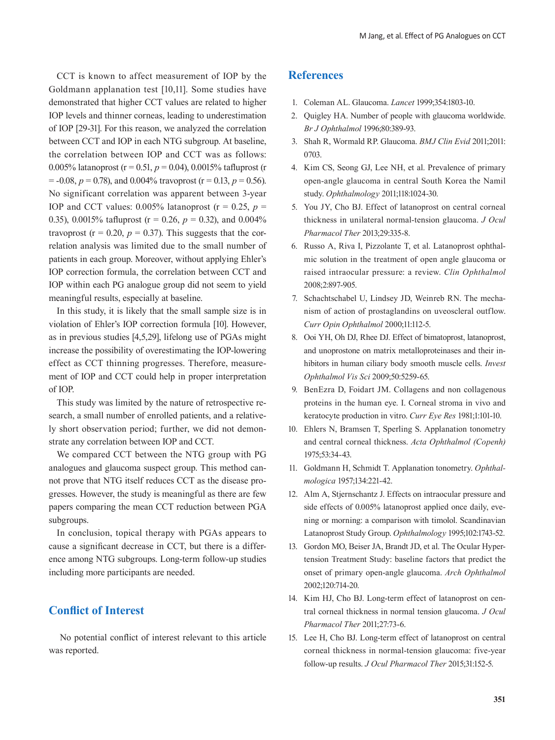CCT is known to affect measurement of IOP by the Goldmann applanation test [10,11]. Some studies have demonstrated that higher CCT values are related to higher IOP levels and thinner corneas, leading to underestimation of IOP [29-31]. For this reason, we analyzed the correlation between CCT and IOP in each NTG subgroup. At baseline, the correlation between IOP and CCT was as follows: 0.005% latanoprost ($r = 0.51$, $p = 0.04$), 0.0015% tafluprost ($r = -0.08$, $p = 0.78$), and 0.004% travoprost ($r = 0.13$, $p = 0.56$). No significant correlation was apparent between 3-year IOP and CCT values: 0.005% latanoprost ($r = 0.25$, $p = 0.35$), 0.0015% tafluprost ($r = 0.26$, $p = 0.32$), and 0.004% travoprost ($r = 0.20$, $p = 0.37$). This suggests that the correlation analysis was limited due to the small number of patients in each group. Moreover, without applying Ehler's IOP correction formula, the correlation between CCT and IOP within each PG analogue group did not seem to yield meaningful results, especially at baseline.

In this study, it is likely that the small sample size is in violation of Ehler's IOP correction formula [10]. However, as in previous studies [4,5,29], lifelong use of PGAs might increase the possibility of overestimating the IOP-lowering effect as CCT thinning progresses. Therefore, measurement of IOP and CCT could help in proper interpretation of IOP.

This study was limited by the nature of retrospective research, a small number of enrolled patients, and a relatively short observation period; further, we did not demonstrate any correlation between IOP and CCT.

We compared CCT between the NTG group with PG analogues and glaucoma suspect group. This method cannot prove that NTG itself reduces CCT as the disease progresses. However, the study is meaningful as there are few papers comparing the mean CCT reduction between PGA subgroups.

In conclusion, topical therapy with PGAs appears to cause a significant decrease in CCT, but there is a difference among NTG subgroups. Long-term follow-up studies including more participants are needed.

## Conflict of Interest

No potential conflict of interest relevant to this article was reported.

## References

1. Coleman AL. Glaucoma. *Lancet* 1999;354:1803-10.
2. Quigley HA. Number of people with glaucoma worldwide. *Br J Ophthalmol* 1996;80:389-93.
3. Shah R, Wormald RP. Glaucoma. *BMJ Clin Evid* 2011;2011:0703.
4. Kim CS, Seong GJ, Lee NH, et al. Prevalence of primary open-angle glaucoma in central South Korea the Namil study. *Ophthalmology* 2011;118:1024-30.
5. You JY, Cho BJ. Effect of latanoprost on central corneal thickness in unilateral normal-tension glaucoma. *J Ocul Pharmacol Ther* 2013;29:335-8.
6. Russo A, Riva I, Pizzolante T, et al. Latanoprost ophthalmic solution in the treatment of open angle glaucoma or raised intraocular pressure: a review. *Clin Ophthalmol* 2008;2:897-905.
7. Schachtschabel U, Lindsey JD, Weinreb RN. The mechanism of action of prostaglandins on uveoscleral outflow. *Curr Opin Ophthalmol* 2000;11:112-5.
8. Ooi YH, Oh DJ, Rhee DJ. Effect of bimatoprost, latanoprost, and unoprostone on matrix metalloproteinases and their inhibitors in human ciliary body smooth muscle cells. *Invest Ophthalmol Vis Sci* 2009;50:5259-65.
9. BenEzra D, Foidart JM. Collagens and non collagenous proteins in the human eye. I. Corneal stroma in vivo and keratocyte production in vitro. *Curr Eye Res* 1981;1:101-10.
10. Ehlers N, Bramsen T, Sperling S. Applanation tonometry and central corneal thickness. *Acta Ophthalmol (Copenh)* 1975;53:34-43.
11. Goldmann H, Schmidt T. Applanation tonometry. *Ophthalmologica* 1957;134:221-42.
12. Alm A, Stjernschantz J. Effects on intraocular pressure and side effects of 0.005% latanoprost applied once daily, evening or morning: a comparison with timolol. Scandinavian Latanoprost Study Group. *Ophthalmology* 1995;102:1743-52.
13. Gordon MO, Beiser JA, Brandt JD, et al. The Ocular Hypertension Treatment Study: baseline factors that predict the onset of primary open-angle glaucoma. *Arch Ophthalmol* 2002;120:714-20.
14. Kim HJ, Cho BJ. Long-term effect of latanoprost on central corneal thickness in normal tension glaucoma. *J Ocul Pharmacol Ther* 2011;27:73-6.
15. Lee H, Cho BJ. Long-term effect of latanoprost on central corneal thickness in normal-tension glaucoma: five-year follow-up results. *J Ocul Pharmacol Ther* 2015;31:152-5.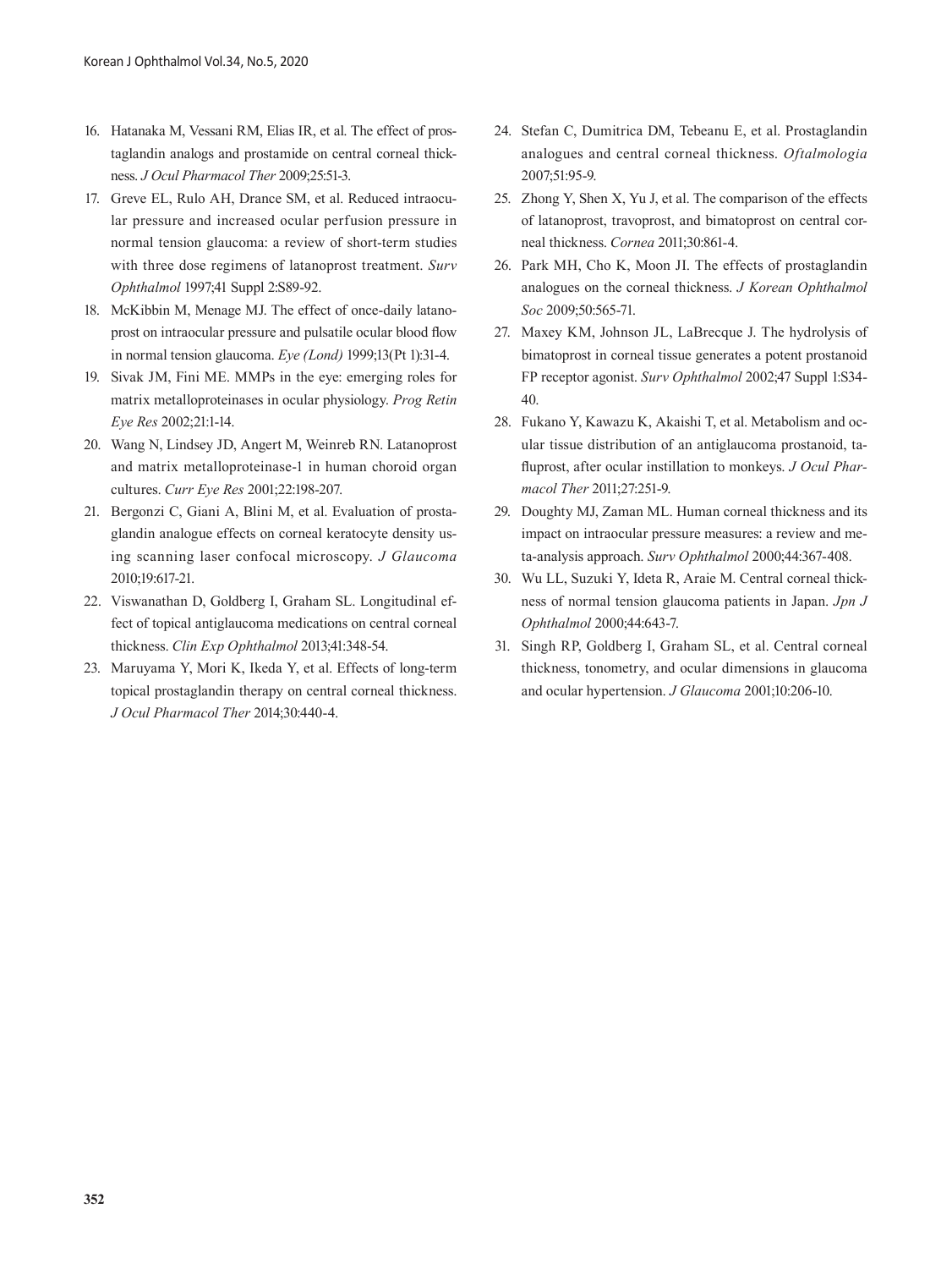16. Hatanaka M, Vessani RM, Elias IR, et al. The effect of prostaglandin analogs and prostamide on central corneal thickness. *J Ocul Pharmacol Ther* 2009;25:51-3.
17. Greve EL, Rulo AH, Drance SM, et al. Reduced intraocular pressure and increased ocular perfusion pressure in normal tension glaucoma: a review of short-term studies with three dose regimens of latanoprost treatment. *Surv Ophthalmol* 1997;41 Suppl 2:S89-92.
18. McKibbin M, Menage MJ. The effect of once-daily latanoprost on intraocular pressure and pulsatile ocular blood flow in normal tension glaucoma. *Eye (Lond)* 1999;13(Pt 1):31-4.
19. Sivak JM, Fini ME. MMPs in the eye: emerging roles for matrix metalloproteinases in ocular physiology. *Prog Retin Eye Res* 2002;21:1-14.
20. Wang N, Lindsey JD, Angert M, Weinreb RN. Latanoprost and matrix metalloproteinase-1 in human choroid organ cultures. *Curr Eye Res* 2001;22:198-207.
21. Bergonzi C, Giani A, Blini M, et al. Evaluation of prostaglandin analogue effects on corneal keratocyte density using scanning laser confocal microscopy. *J Glaucoma* 2010;19:617-21.
22. Viswanathan D, Goldberg I, Graham SL. Longitudinal effect of topical antiglaucoma medications on central corneal thickness. *Clin Exp Ophthalmol* 2013;41:348-54.
23. Maruyama Y, Mori K, Ikeda Y, et al. Effects of long-term topical prostaglandin therapy on central corneal thickness. *J Ocul Pharmacol Ther* 2014;30:440-4.
24. Stefan C, Dumitrica DM, Tebeanu E, et al. Prostaglandin analogues and central corneal thickness. *Oftalmologia* 2007;51:95-9.
25. Zhong Y, Shen X, Yu J, et al. The comparison of the effects of latanoprost, travoprost, and bimatoprost on central corneal thickness. *Cornea* 2011;30:861-4.
26. Park MH, Cho K, Moon JI. The effects of prostaglandin analogues on the corneal thickness. *J Korean Ophthalmol Soc* 2009;50:565-71.
27. Maxey KM, Johnson JL, LaBrecque J. The hydrolysis of bimatoprost in corneal tissue generates a potent prostanoid FP receptor agonist. *Surv Ophthalmol* 2002;47 Suppl 1:S34-40.
28. Fukano Y, Kawazu K, Akaishi T, et al. Metabolism and ocular tissue distribution of an antiglaucoma prostanoid, tafluprost, after ocular instillation to monkeys. *J Ocul Pharmacol Ther* 2011;27:251-9.
29. Doughty MJ, Zaman ML. Human corneal thickness and its impact on intraocular pressure measures: a review and meta-analysis approach. *Surv Ophthalmol* 2000;44:367-408.
30. Wu LL, Suzuki Y, Ideta R, Araie M. Central corneal thickness of normal tension glaucoma patients in Japan. *Jpn J Ophthalmol* 2000;44:643-7.
31. Singh RP, Goldberg I, Graham SL, et al. Central corneal thickness, tonometry, and ocular dimensions in glaucoma and ocular hypertension. *J Glaucoma* 2001;10:206-10.